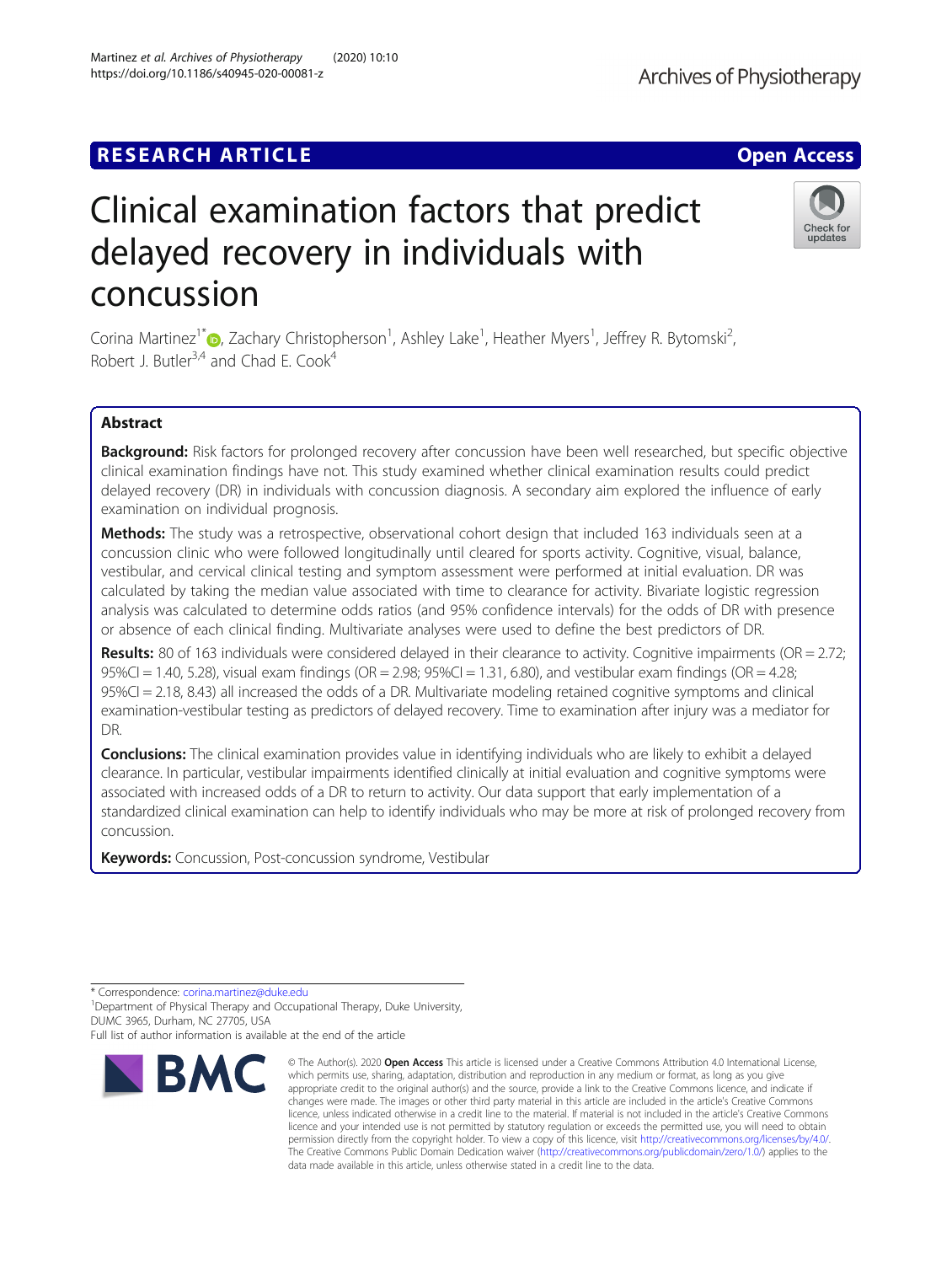RESEARCH ARTICLE

Open Access

# Clinical examination factors that predict delayed recovery in individuals with concussion

Corina Martinez[1*], Zachary Christopherson[1], Ashley Lake[1], Heather Myers[1], Jeffrey R. Bytomski[2], Robert J. Butler[3,4] and Chad E. Cook[4]

## Abstract

**Background:** Risk factors for prolonged recovery after concussion have been well researched, but specific objective clinical examination findings have not. This study examined whether clinical examination results could predict delayed recovery (DR) in individuals with concussion diagnosis. A secondary aim explored the influence of early examination on individual prognosis.

**Methods:** The study was a retrospective, observational cohort design that included 163 individuals seen at a concussion clinic who were followed longitudinally until cleared for sports activity. Cognitive, visual, balance, vestibular, and cervical clinical testing and symptom assessment were performed at initial evaluation. DR was calculated by taking the median value associated with time to clearance for activity. Bivariate logistic regression analysis was calculated to determine odds ratios (and 95% confidence intervals) for the odds of DR with presence or absence of each clinical finding. Multivariate analyses were used to define the best predictors of DR.

**Results:** 80 of 163 individuals were considered delayed in their clearance to activity. Cognitive impairments (OR = 2.72; 95%CI = 1.40, 5.28), visual exam findings (OR = 2.98; 95%CI = 1.31, 6.80), and vestibular exam findings (OR = 4.28; 95%CI = 2.18, 8.43) all increased the odds of a DR. Multivariate modeling retained cognitive symptoms and clinical examination-vestibular testing as predictors of delayed recovery. Time to examination after injury was a mediator for DR.

**Conclusions:** The clinical examination provides value in identifying individuals who are likely to exhibit a delayed clearance. In particular, vestibular impairments identified clinically at initial evaluation and cognitive symptoms were associated with increased odds of a DR to return to activity. Our data support that early implementation of a standardized clinical examination can help to identify individuals who may be more at risk of prolonged recovery from concussion.

**Keywords:** Concussion, Post-concussion syndrome, Vestibular

---

* Correspondence: corina.martinez@duke.edu
[1]Department of Physical Therapy and Occupational Therapy, Duke University, DUMC 3965, Durham, NC 27705, USA
Full list of author information is available at the end of the article

© The Author(s). 2020 **Open Access** This article is licensed under a Creative Commons Attribution 4.0 International License, which permits use, sharing, adaptation, distribution and reproduction in any medium or format, as long as you give appropriate credit to the original author(s) and the source, provide a link to the Creative Commons licence, and indicate if changes were made. The images or other third party material in this article are included in the article's Creative Commons licence, unless indicated otherwise in a credit line to the material. If material is not included in the article's Creative Commons licence and your intended use is not permitted by statutory regulation or exceeds the permitted use, you will need to obtain permission directly from the copyright holder. To view a copy of this licence, visit http://creativecommons.org/licenses/by/4.0/. The Creative Commons Public Domain Dedication waiver (http://creativecommons.org/publicdomain/zero/1.0/) applies to the data made available in this article, unless otherwise stated in a credit line to the data.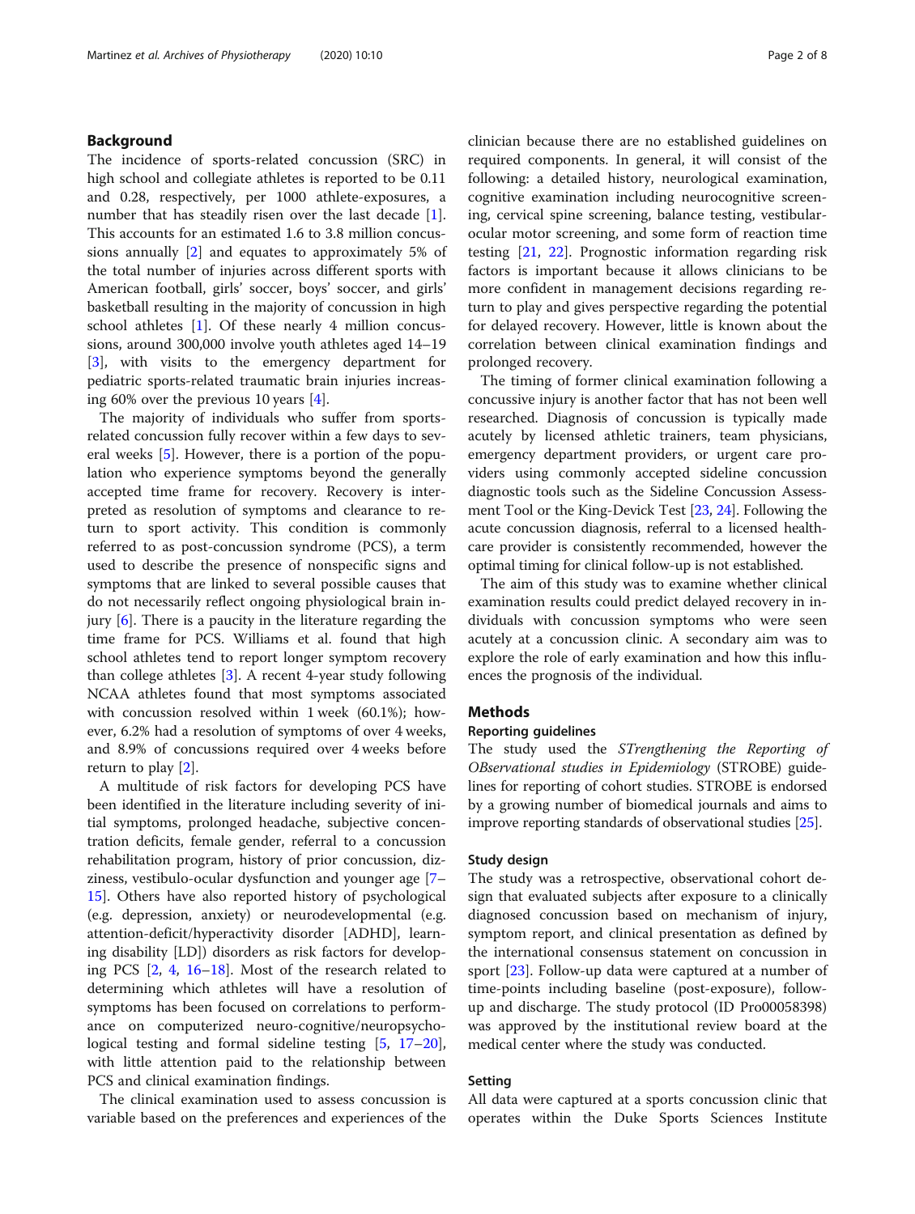## Background

The incidence of sports-related concussion (SRC) in high school and collegiate athletes is reported to be 0.11 and 0.28, respectively, per 1000 athlete-exposures, a number that has steadily risen over the last decade [1]. This accounts for an estimated 1.6 to 3.8 million concussions annually [2] and equates to approximately 5% of the total number of injuries across different sports with American football, girls' soccer, boys' soccer, and girls' basketball resulting in the majority of concussion in high school athletes [1]. Of these nearly 4 million concussions, around 300,000 involve youth athletes aged 14–19 [3], with visits to the emergency department for pediatric sports-related traumatic brain injuries increasing 60% over the previous 10 years [4].

The majority of individuals who suffer from sports-related concussion fully recover within a few days to several weeks [5]. However, there is a portion of the population who experience symptoms beyond the generally accepted time frame for recovery. Recovery is interpreted as resolution of symptoms and clearance to return to sport activity. This condition is commonly referred to as post-concussion syndrome (PCS), a term used to describe the presence of nonspecific signs and symptoms that are linked to several possible causes that do not necessarily reflect ongoing physiological brain injury [6]. There is a paucity in the literature regarding the time frame for PCS. Williams et al. found that high school athletes tend to report longer symptom recovery than college athletes [3]. A recent 4-year study following NCAA athletes found that most symptoms associated with concussion resolved within 1 week (60.1%); however, 6.2% had a resolution of symptoms of over 4 weeks, and 8.9% of concussions required over 4 weeks before return to play [2].

A multitude of risk factors for developing PCS have been identified in the literature including severity of initial symptoms, prolonged headache, subjective concentration deficits, female gender, referral to a concussion rehabilitation program, history of prior concussion, dizziness, vestibulo-ocular dysfunction and younger age [7–15]. Others have also reported history of psychological (e.g. depression, anxiety) or neurodevelopmental (e.g. attention-deficit/hyperactivity disorder [ADHD], learning disability [LD]) disorders as risk factors for developing PCS [2, 4, 16–18]. Most of the research related to determining which athletes will have a resolution of symptoms has been focused on correlations to performance on computerized neuro-cognitive/neuropsychological testing and formal sideline testing [5, 17–20], with little attention paid to the relationship between PCS and clinical examination findings.

The clinical examination used to assess concussion is variable based on the preferences and experiences of the clinician because there are no established guidelines on required components. In general, it will consist of the following: a detailed history, neurological examination, cognitive examination including neurocognitive screening, cervical spine screening, balance testing, vestibular-ocular motor screening, and some form of reaction time testing [21, 22]. Prognostic information regarding risk factors is important because it allows clinicians to be more confident in management decisions regarding return to play and gives perspective regarding the potential for delayed recovery. However, little is known about the correlation between clinical examination findings and prolonged recovery.

The timing of former clinical examination following a concussive injury is another factor that has not been well researched. Diagnosis of concussion is typically made acutely by licensed athletic trainers, team physicians, emergency department providers, or urgent care providers using commonly accepted sideline concussion diagnostic tools such as the Sideline Concussion Assessment Tool or the King-Devick Test [23, 24]. Following the acute concussion diagnosis, referral to a licensed healthcare provider is consistently recommended, however the optimal timing for clinical follow-up is not established.

The aim of this study was to examine whether clinical examination results could predict delayed recovery in individuals with concussion symptoms who were seen acutely at a concussion clinic. A secondary aim was to explore the role of early examination and how this influences the prognosis of the individual.

## Methods

### Reporting guidelines

The study used the *STrengthening the Reporting of OBservational studies in Epidemiology* (STROBE) guidelines for reporting of cohort studies. STROBE is endorsed by a growing number of biomedical journals and aims to improve reporting standards of observational studies [25].

### Study design

The study was a retrospective, observational cohort design that evaluated subjects after exposure to a clinically diagnosed concussion based on mechanism of injury, symptom report, and clinical presentation as defined by the international consensus statement on concussion in sport [23]. Follow-up data were captured at a number of time-points including baseline (post-exposure), follow-up and discharge. The study protocol (ID Pro00058398) was approved by the institutional review board at the medical center where the study was conducted.

### Setting

All data were captured at a sports concussion clinic that operates within the Duke Sports Sciences Institute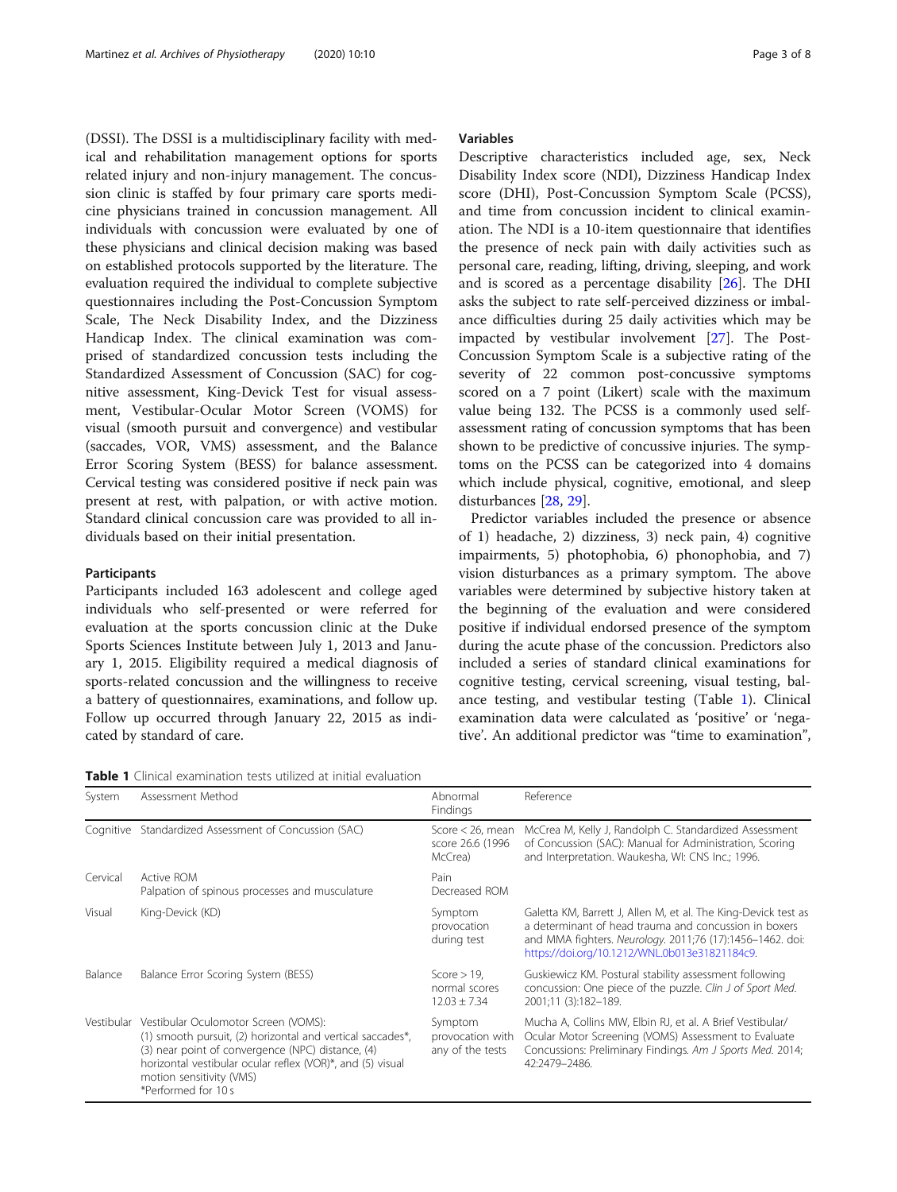(DSSI). The DSSI is a multidisciplinary facility with medical and rehabilitation management options for sports related injury and non-injury management. The concussion clinic is staffed by four primary care sports medicine physicians trained in concussion management. All individuals with concussion were evaluated by one of these physicians and clinical decision making was based on established protocols supported by the literature. The evaluation required the individual to complete subjective questionnaires including the Post-Concussion Symptom Scale, The Neck Disability Index, and the Dizziness Handicap Index. The clinical examination was comprised of standardized concussion tests including the Standardized Assessment of Concussion (SAC) for cognitive assessment, King-Devick Test for visual assessment, Vestibular-Ocular Motor Screen (VOMS) for visual (smooth pursuit and convergence) and vestibular (saccades, VOR, VMS) assessment, and the Balance Error Scoring System (BESS) for balance assessment. Cervical testing was considered positive if neck pain was present at rest, with palpation, or with active motion. Standard clinical concussion care was provided to all individuals based on their initial presentation.

### Participants

Participants included 163 adolescent and college aged individuals who self-presented or were referred for evaluation at the sports concussion clinic at the Duke Sports Sciences Institute between July 1, 2013 and January 1, 2015. Eligibility required a medical diagnosis of sports-related concussion and the willingness to receive a battery of questionnaires, examinations, and follow up. Follow up occurred through January 22, 2015 as indicated by standard of care.

### Variables

Descriptive characteristics included age, sex, Neck Disability Index score (NDI), Dizziness Handicap Index score (DHI), Post-Concussion Symptom Scale (PCSS), and time from concussion incident to clinical examination. The NDI is a 10-item questionnaire that identifies the presence of neck pain with daily activities such as personal care, reading, lifting, driving, sleeping, and work and is scored as a percentage disability [26]. The DHI asks the subject to rate self-perceived dizziness or imbalance difficulties during 25 daily activities which may be impacted by vestibular involvement [27]. The Post-Concussion Symptom Scale is a subjective rating of the severity of 22 common post-concussive symptoms scored on a 7 point (Likert) scale with the maximum value being 132. The PCSS is a commonly used self-assessment rating of concussion symptoms that has been shown to be predictive of concussive injuries. The symptoms on the PCSS can be categorized into 4 domains which include physical, cognitive, emotional, and sleep disturbances [28, 29].

Predictor variables included the presence or absence of 1) headache, 2) dizziness, 3) neck pain, 4) cognitive impairments, 5) photophobia, 6) phonophobia, and 7) vision disturbances as a primary symptom. The above variables were determined by subjective history taken at the beginning of the evaluation and were considered positive if individual endorsed presence of the symptom during the acute phase of the concussion. Predictors also included a series of standard clinical examinations for cognitive testing, cervical screening, visual testing, balance testing, and vestibular testing (Table 1). Clinical examination data were calculated as 'positive' or 'negative'. An additional predictor was "time to examination",

**Table 1** Clinical examination tests utilized at initial evaluation

| System | Assessment Method | Abnormal Findings | Reference |
| --- | --- | --- | --- |
| Cognitive | Standardized Assessment of Concussion (SAC) | Score < 26, mean score 26.6 (1996 McCrea) | McCrea M, Kelly J, Randolph C. Standardized Assessment of Concussion (SAC): Manual for Administration, Scoring and Interpretation. Waukesha, WI: CNS Inc.; 1996. |
| Cervical | Active ROM<br>Palpation of spinous processes and musculature | Pain<br>Decreased ROM | |
| Visual | King-Devick (KD) | Symptom provocation during test | Galetta KM, Barrett J, Allen M, et al. The King-Devick test as a determinant of head trauma and concussion in boxers and MMA fighters. *Neurology*. 2011;76 (17):1456–1462. doi: https://doi.org/10.1212/WNL.0b013e31821184c9. |
| Balance | Balance Error Scoring System (BESS) | Score > 19, normal scores 12.03 ± 7.34 | Guskiewicz KM. Postural stability assessment following concussion: One piece of the puzzle. *Clin J of Sport Med*. 2001;11 (3):182–189. |
| Vestibular | Vestibular Oculomotor Screen (VOMS):<br>(1) smooth pursuit, (2) horizontal and vertical saccades*, (3) near point of convergence (NPC) distance, (4) horizontal vestibular ocular reflex (VOR)*, and (5) visual motion sensitivity (VMS)<br>*Performed for 10 s | Symptom provocation with any of the tests | Mucha A, Collins MW, Elbin RJ, et al. A Brief Vestibular/Ocular Motor Screening (VOMS) Assessment to Evaluate Concussions: Preliminary Findings. *Am J Sports Med*. 2014; 42:2479–2486. |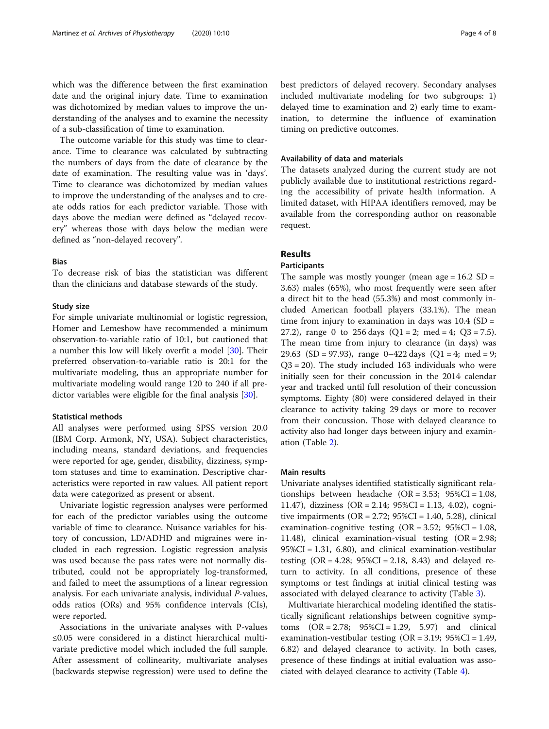which was the difference between the first examination date and the original injury date. Time to examination was dichotomized by median values to improve the understanding of the analyses and to examine the necessity of a sub-classification of time to examination.

The outcome variable for this study was time to clearance. Time to clearance was calculated by subtracting the numbers of days from the date of clearance by the date of examination. The resulting value was in 'days'. Time to clearance was dichotomized by median values to improve the understanding of the analyses and to create odds ratios for each predictor variable. Those with days above the median were defined as "delayed recovery" whereas those with days below the median were defined as "non-delayed recovery".

### Bias

To decrease risk of bias the statistician was different than the clinicians and database stewards of the study.

### Study size

For simple univariate multinomial or logistic regression, Homer and Lemeshow have recommended a minimum observation-to-variable ratio of 10:1, but cautioned that a number this low will likely overfit a model [30]. Their preferred observation-to-variable ratio is 20:1 for the multivariate modeling, thus an appropriate number for multivariate modeling would range 120 to 240 if all predictor variables were eligible for the final analysis [30].

### Statistical methods

All analyses were performed using SPSS version 20.0 (IBM Corp. Armonk, NY, USA). Subject characteristics, including means, standard deviations, and frequencies were reported for age, gender, disability, dizziness, symptom statuses and time to examination. Descriptive characteristics were reported in raw values. All patient report data were categorized as present or absent.

Univariate logistic regression analyses were performed for each of the predictor variables using the outcome variable of time to clearance. Nuisance variables for history of concussion, LD/ADHD and migraines were included in each regression. Logistic regression analysis was used because the pass rates were not normally distributed, could not be appropriately log-transformed, and failed to meet the assumptions of a linear regression analysis. For each univariate analysis, individual *P*-values, odds ratios (ORs) and 95% confidence intervals (CIs), were reported.

Associations in the univariate analyses with P-values ≤0.05 were considered in a distinct hierarchical multivariate predictive model which included the full sample. After assessment of collinearity, multivariate analyses (backwards stepwise regression) were used to define the best predictors of delayed recovery. Secondary analyses included multivariate modeling for two subgroups: 1) delayed time to examination and 2) early time to examination, to determine the influence of examination timing on predictive outcomes.

### Availability of data and materials

The datasets analyzed during the current study are not publicly available due to institutional restrictions regarding the accessibility of private health information. A limited dataset, with HIPAA identifiers removed, may be available from the corresponding author on reasonable request.

## Results

### Participants

The sample was mostly younger (mean age = 16.2 SD = 3.63) males (65%), who most frequently were seen after a direct hit to the head (55.3%) and most commonly included American football players (33.1%). The mean time from injury to examination in days was 10.4 (SD = 27.2), range 0 to 256 days (Q1 = 2; med = 4; Q3 = 7.5). The mean time from injury to clearance (in days) was 29.63 (SD = 97.93), range 0–422 days (Q1 = 4; med = 9; Q3 = 20). The study included 163 individuals who were initially seen for their concussion in the 2014 calendar year and tracked until full resolution of their concussion symptoms. Eighty (80) were considered delayed in their clearance to activity taking 29 days or more to recover from their concussion. Those with delayed clearance to activity also had longer days between injury and examination (Table 2).

### Main results

Univariate analyses identified statistically significant relationships between headache (OR = 3.53; 95%CI = 1.08, 11.47), dizziness (OR = 2.14; 95%CI = 1.13, 4.02), cognitive impairments (OR = 2.72; 95%CI = 1.40, 5.28), clinical examination-cognitive testing (OR = 3.52; 95%CI = 1.08, 11.48), clinical examination-visual testing (OR = 2.98; 95%CI = 1.31, 6.80), and clinical examination-vestibular testing (OR = 4.28; 95%CI = 2.18, 8.43) and delayed return to activity. In all conditions, presence of these symptoms or test findings at initial clinical testing was associated with delayed clearance to activity (Table 3).

Multivariate hierarchical modeling identified the statistically significant relationships between cognitive symptoms (OR = 2.78; 95%CI = 1.29, 5.97) and clinical examination-vestibular testing (OR = 3.19; 95%CI = 1.49, 6.82) and delayed clearance to activity. In both cases, presence of these findings at initial evaluation was associated with delayed clearance to activity (Table 4).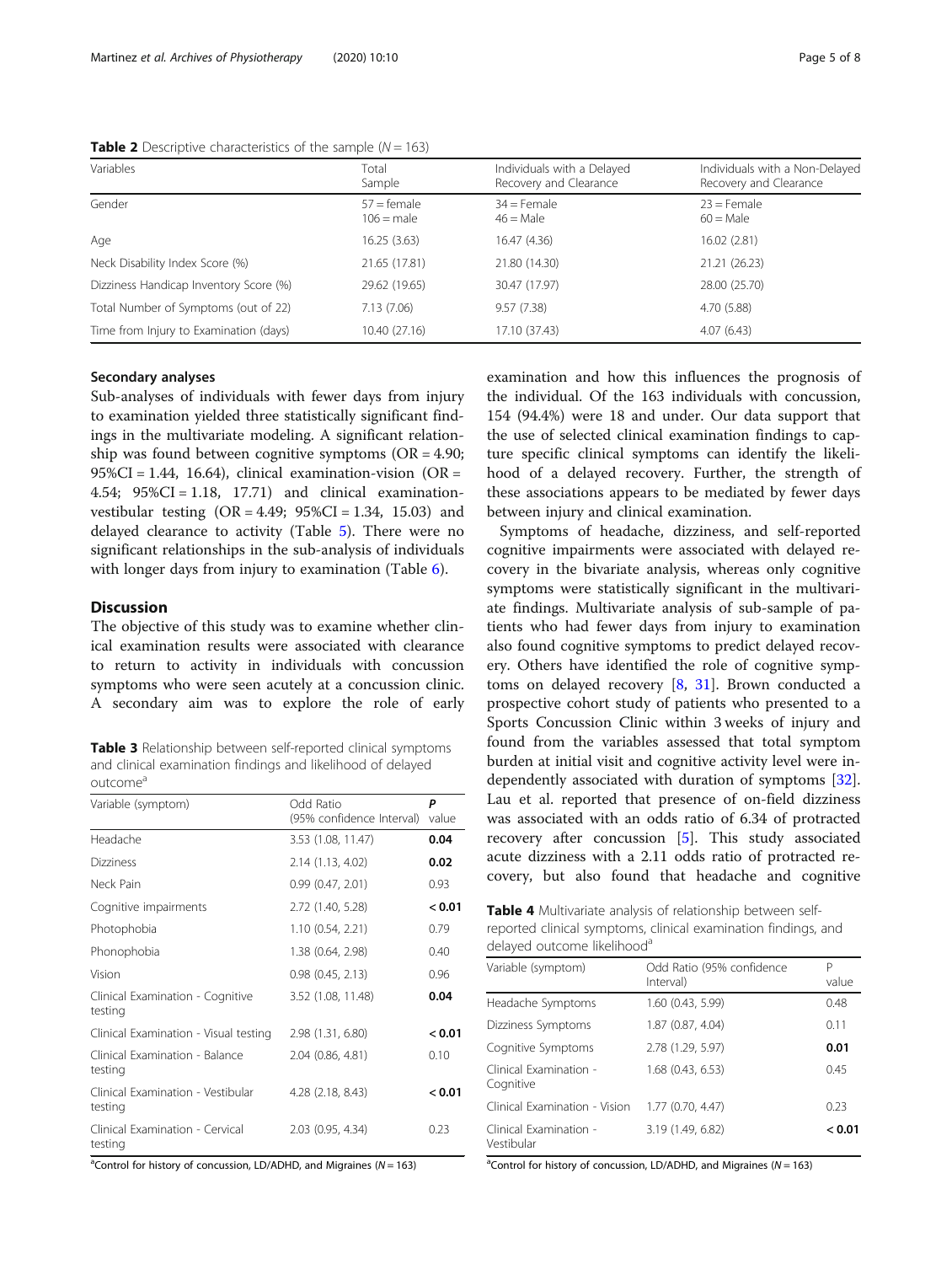**Table 2** Descriptive characteristics of the sample ($N = 163$)

| Variables | Total Sample | Individuals with a Delayed Recovery and Clearance | Individuals with a Non-Delayed Recovery and Clearance |
|---|---|---|---|
| Gender | 57 = female<br>106 = male | 34 = Female<br>46 = Male | 23 = Female<br>60 = Male |
| Age | 16.25 (3.63) | 16.47 (4.36) | 16.02 (2.81) |
| Neck Disability Index Score (%) | 21.65 (17.81) | 21.80 (14.30) | 21.21 (26.23) |
| Dizziness Handicap Inventory Score (%) | 29.62 (19.65) | 30.47 (17.97) | 28.00 (25.70) |
| Total Number of Symptoms (out of 22) | 7.13 (7.06) | 9.57 (7.38) | 4.70 (5.88) |
| Time from Injury to Examination (days) | 10.40 (27.16) | 17.10 (37.43) | 4.07 (6.43) |

### Secondary analyses

Sub-analyses of individuals with fewer days from injury to examination yielded three statistically significant findings in the multivariate modeling. A significant relationship was found between cognitive symptoms (OR = 4.90; 95%CI = 1.44, 16.64), clinical examination-vision (OR = 4.54; 95%CI = 1.18, 17.71) and clinical examination-vestibular testing (OR = 4.49; 95%CI = 1.34, 15.03) and delayed clearance to activity (Table 5). There were no significant relationships in the sub-analysis of individuals with longer days from injury to examination (Table 6).

## Discussion

The objective of this study was to examine whether clinical examination results were associated with clearance to return to activity in individuals with concussion symptoms who were seen acutely at a concussion clinic. A secondary aim was to explore the role of early examination and how this influences the prognosis of the individual. Of the 163 individuals with concussion, 154 (94.4%) were 18 and under. Our data support that the use of selected clinical examination findings to capture specific clinical symptoms can identify the likelihood of a delayed recovery. Further, the strength of these associations appears to be mediated by fewer days between injury and clinical examination.

Symptoms of headache, dizziness, and self-reported cognitive impairments were associated with delayed recovery in the bivariate analysis, whereas only cognitive symptoms were statistically significant in the multivariate findings. Multivariate analysis of sub-sample of patients who had fewer days from injury to examination also found cognitive symptoms to predict delayed recovery. Others have identified the role of cognitive symptoms on delayed recovery [8, 31]. Brown conducted a prospective cohort study of patients who presented to a Sports Concussion Clinic within 3 weeks of injury and found from the variables assessed that total symptom burden at initial visit and cognitive activity level were independently associated with duration of symptoms [32]. Lau et al. reported that presence of on-field dizziness was associated with an odds ratio of 6.34 of protracted recovery after concussion [5]. This study associated acute dizziness with a 2.11 odds ratio of protracted recovery, but also found that headache and cognitive

**Table 3** Relationship between self-reported clinical symptoms and clinical examination findings and likelihood of delayed outcome[a]

| Variable (symptom) | Odd Ratio (95% confidence Interval) | *P* value |
|---|---|---|
| Headache | 3.53 (1.08, 11.47) | **0.04** |
| Dizziness | 2.14 (1.13, 4.02) | **0.02** |
| Neck Pain | 0.99 (0.47, 2.01) | 0.93 |
| Cognitive impairments | 2.72 (1.40, 5.28) | **< 0.01** |
| Photophobia | 1.10 (0.54, 2.21) | 0.79 |
| Phonophobia | 1.38 (0.64, 2.98) | 0.40 |
| Vision | 0.98 (0.45, 2.13) | 0.96 |
| Clinical Examination - Cognitive testing | 3.52 (1.08, 11.48) | **0.04** |
| Clinical Examination - Visual testing | 2.98 (1.31, 6.80) | **< 0.01** |
| Clinical Examination - Balance testing | 2.04 (0.86, 4.81) | 0.10 |
| Clinical Examination - Vestibular testing | 4.28 (2.18, 8.43) | **< 0.01** |
| Clinical Examination - Cervical testing | 2.03 (0.95, 4.34) | 0.23 |

[a]Control for history of concussion, LD/ADHD, and Migraines ($N = 163$)

**Table 4** Multivariate analysis of relationship between self-reported clinical symptoms, clinical examination findings, and delayed outcome likelihood[a]

| Variable (symptom) | Odd Ratio (95% confidence Interval) | P value |
|---|---|---|
| Headache Symptoms | 1.60 (0.43, 5.99) | 0.48 |
| Dizziness Symptoms | 1.87 (0.87, 4.04) | 0.11 |
| Cognitive Symptoms | 2.78 (1.29, 5.97) | **0.01** |
| Clinical Examination - Cognitive | 1.68 (0.43, 6.53) | 0.45 |
| Clinical Examination - Vision | 1.77 (0.70, 4.47) | 0.23 |
| Clinical Examination - Vestibular | 3.19 (1.49, 6.82) | **< 0.01** |

[a]Control for history of concussion, LD/ADHD, and Migraines ($N = 163$)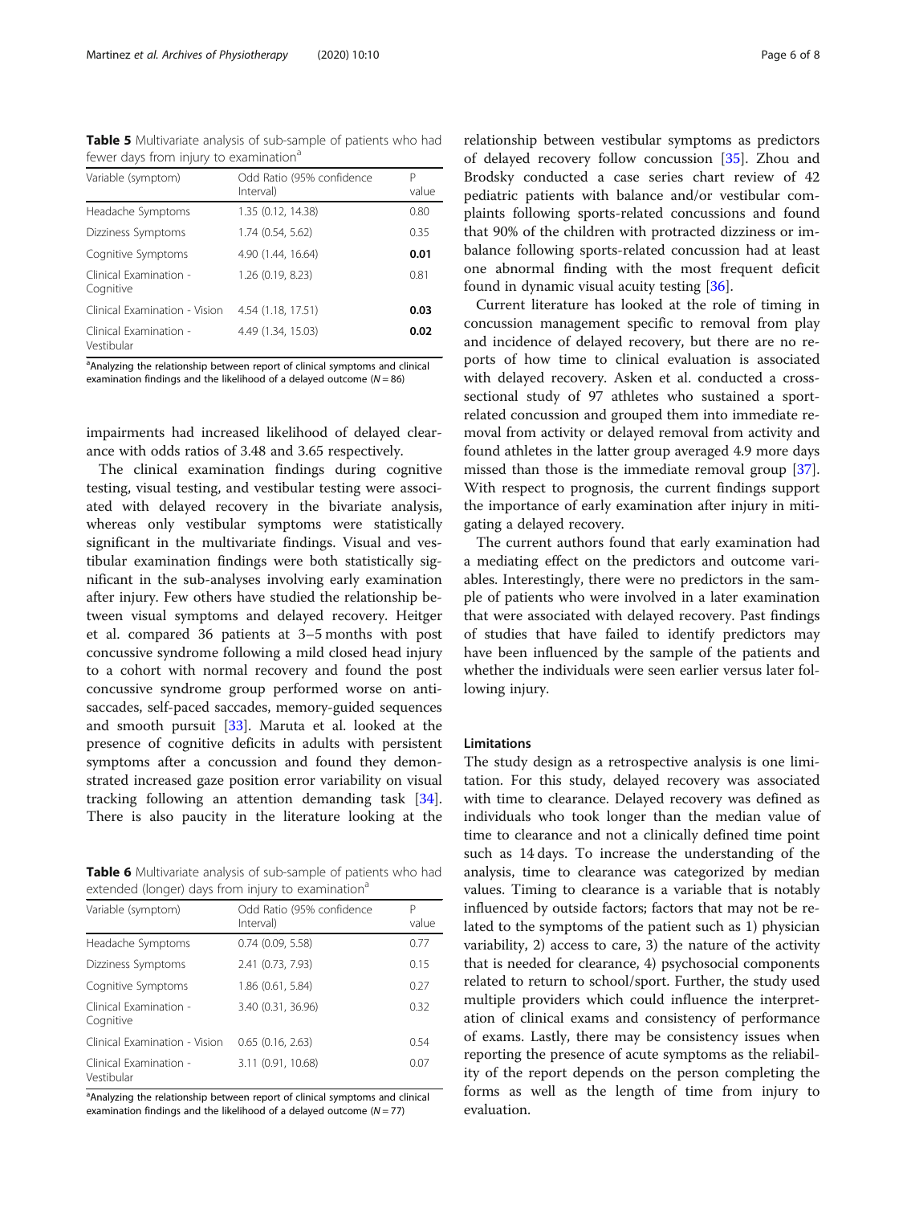**Table 5** Multivariate analysis of sub-sample of patients who had fewer days from injury to examination[a]

| Variable (symptom) | Odd Ratio (95% confidence Interval) | P value |
|---|---|---|
| Headache Symptoms | 1.35 (0.12, 14.38) | 0.80 |
| Dizziness Symptoms | 1.74 (0.54, 5.62) | 0.35 |
| Cognitive Symptoms | 4.90 (1.44, 16.64) | **0.01** |
| Clinical Examination - Cognitive | 1.26 (0.19, 8.23) | 0.81 |
| Clinical Examination - Vision | 4.54 (1.18, 17.51) | **0.03** |
| Clinical Examination - Vestibular | 4.49 (1.34, 15.03) | **0.02** |

[a]Analyzing the relationship between report of clinical symptoms and clinical examination findings and the likelihood of a delayed outcome ($N = 86$)

impairments had increased likelihood of delayed clearance with odds ratios of 3.48 and 3.65 respectively.

The clinical examination findings during cognitive testing, visual testing, and vestibular testing were associated with delayed recovery in the bivariate analysis, whereas only vestibular symptoms were statistically significant in the multivariate findings. Visual and vestibular examination findings were both statistically significant in the sub-analyses involving early examination after injury. Few others have studied the relationship between visual symptoms and delayed recovery. Heitger et al. compared 36 patients at 3–5 months with post concussive syndrome following a mild closed head injury to a cohort with normal recovery and found the post concussive syndrome group performed worse on anti-saccades, self-paced saccades, memory-guided sequences and smooth pursuit [33]. Maruta et al. looked at the presence of cognitive deficits in adults with persistent symptoms after a concussion and found they demonstrated increased gaze position error variability on visual tracking following an attention demanding task [34]. There is also paucity in the literature looking at the relationship between vestibular symptoms as predictors of delayed recovery follow concussion [35]. Zhou and Brodsky conducted a case series chart review of 42 pediatric patients with balance and/or vestibular complaints following sports-related concussions and found that 90% of the children with protracted dizziness or imbalance following sports-related concussion had at least one abnormal finding with the most frequent deficit found in dynamic visual acuity testing [36].

**Table 6** Multivariate analysis of sub-sample of patients who had extended (longer) days from injury to examination[a]

| Variable (symptom) | Odd Ratio (95% confidence Interval) | P value |
|---|---|---|
| Headache Symptoms | 0.74 (0.09, 5.58) | 0.77 |
| Dizziness Symptoms | 2.41 (0.73, 7.93) | 0.15 |
| Cognitive Symptoms | 1.86 (0.61, 5.84) | 0.27 |
| Clinical Examination - Cognitive | 3.40 (0.31, 36.96) | 0.32 |
| Clinical Examination - Vision | 0.65 (0.16, 2.63) | 0.54 |
| Clinical Examination - Vestibular | 3.11 (0.91, 10.68) | 0.07 |

[a]Analyzing the relationship between report of clinical symptoms and clinical examination findings and the likelihood of a delayed outcome ($N = 77$)

Current literature has looked at the role of timing in concussion management specific to removal from play and incidence of delayed recovery, but there are no reports of how time to clinical evaluation is associated with delayed recovery. Asken et al. conducted a cross-sectional study of 97 athletes who sustained a sport-related concussion and grouped them into immediate removal from activity or delayed removal from activity and found athletes in the latter group averaged 4.9 more days missed than those is the immediate removal group [37]. With respect to prognosis, the current findings support the importance of early examination after injury in mitigating a delayed recovery.

The current authors found that early examination had a mediating effect on the predictors and outcome variables. Interestingly, there were no predictors in the sample of patients who were involved in a later examination that were associated with delayed recovery. Past findings of studies that have failed to identify predictors may have been influenced by the sample of the patients and whether the individuals were seen earlier versus later following injury.

## Limitations

The study design as a retrospective analysis is one limitation. For this study, delayed recovery was associated with time to clearance. Delayed recovery was defined as individuals who took longer than the median value of time to clearance and not a clinically defined time point such as 14 days. To increase the understanding of the analysis, time to clearance was categorized by median values. Timing to clearance is a variable that is notably influenced by outside factors; factors that may not be related to the symptoms of the patient such as 1) physician variability, 2) access to care, 3) the nature of the activity that is needed for clearance, 4) psychosocial components related to return to school/sport. Further, the study used multiple providers which could influence the interpretation of clinical exams and consistency of performance of exams. Lastly, there may be consistency issues when reporting the presence of acute symptoms as the reliability of the report depends on the person completing the forms as well as the length of time from injury to evaluation.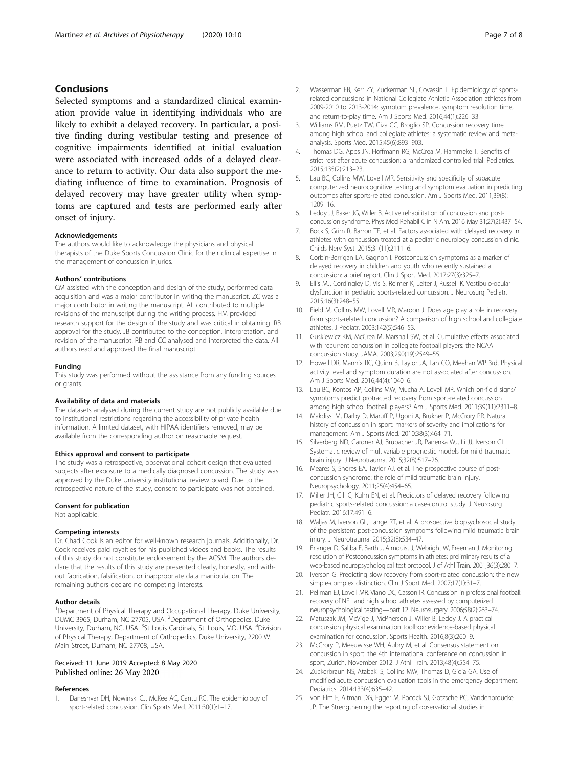## Conclusions

Selected symptoms and a standardized clinical examination provide value in identifying individuals who are likely to exhibit a delayed recovery. In particular, a positive finding during vestibular testing and presence of cognitive impairments identified at initial evaluation were associated with increased odds of a delayed clearance to return to activity. Our data also support the mediating influence of time to examination. Prognosis of delayed recovery may have greater utility when symptoms are captured and tests are performed early after onset of injury.

#### Acknowledgements

The authors would like to acknowledge the physicians and physical therapists of the Duke Sports Concussion Clinic for their clinical expertise in the management of concussion injuries.

#### Authors' contributions

CM assisted with the conception and design of the study, performed data acquisition and was a major contributor in writing the manuscript. ZC was a major contributor in writing the manuscript. AL contributed to multiple revisions of the manuscript during the writing process. HM provided research support for the design of the study and was critical in obtaining IRB approval for the study. JB contributed to the conception, interpretation, and revision of the manuscript. RB and CC analysed and interpreted the data. All authors read and approved the final manuscript.

#### Funding

This study was performed without the assistance from any funding sources or grants.

#### Availability of data and materials

The datasets analysed during the current study are not publicly available due to institutional restrictions regarding the accessibility of private health information. A limited dataset, with HIPAA identifiers removed, may be available from the corresponding author on reasonable request.

#### Ethics approval and consent to participate

The study was a retrospective, observational cohort design that evaluated subjects after exposure to a medically diagnosed concussion. The study was approved by the Duke University institutional review board. Due to the retrospective nature of the study, consent to participate was not obtained.

#### Consent for publication

Not applicable.

#### Competing interests

Dr. Chad Cook is an editor for well-known research journals. Additionally, Dr. Cook receives paid royalties for his published videos and books. The results of this study do not constitute endorsement by the ACSM. The authors declare that the results of this study are presented clearly, honestly, and without fabrication, falsification, or inappropriate data manipulation. The remaining authors declare no competing interests.

#### Author details

[1]Department of Physical Therapy and Occupational Therapy, Duke University, DUMC 3965, Durham, NC 27705, USA. [2]Department of Orthopedics, Duke University, Durham, NC, USA. [3]St Louis Cardinals, St. Louis, MO, USA. [4]Division of Physical Therapy, Department of Orthopedics, Duke University, 2200 W. Main Street, Durham, NC 27708, USA.

Received: 11 June 2019 Accepted: 8 May 2020
Published online: 26 May 2020

#### References

1. Daneshvar DH, Nowinski CJ, McKee AC, Cantu RC. The epidemiology of sport-related concussion. Clin Sports Med. 2011;30(1):1–17.
2. Wasserman EB, Kerr ZY, Zuckerman SL, Covassin T. Epidemiology of sports-related concussions in National Collegiate Athletic Association athletes from 2009-2010 to 2013-2014: symptom prevalence, symptom resolution time, and return-to-play time. Am J Sports Med. 2016;44(1):226–33.
3. Williams RM, Puetz TW, Giza CC, Broglio SP. Concussion recovery time among high school and collegiate athletes: a systematic review and meta-analysis. Sports Med. 2015;45(6):893–903.
4. Thomas DG, Apps JN, Hoffmann RG, McCrea M, Hammeke T. Benefits of strict rest after acute concussion: a randomized controlled trial. Pediatrics. 2015;135(2):213–23.
5. Lau BC, Collins MW, Lovell MR. Sensitivity and specificity of subacute computerized neurocognitive testing and symptom evaluation in predicting outcomes after sports-related concussion. Am J Sports Med. 2011;39(8): 1209–16.
6. Leddy JJ, Baker JG, Willer B. Active rehabilitation of concussion and post-concussion syndrome. Phys Med Rehabil Clin N Am. 2016 May 31;27(2):437–54.
7. Bock S, Grim R, Barron TF, et al. Factors associated with delayed recovery in athletes with concussion treated at a pediatric neurology concussion clinic. Childs Nerv Syst. 2015;31(11):2111–6.
8. Corbin-Berrigan LA, Gagnon I. Postconcussion symptoms as a marker of delayed recovery in children and youth who recently sustained a concussion: a brief report. Clin J Sport Med. 2017;27(3):325–7.
9. Ellis MJ, Cordingley D, Vis S, Reimer K, Leiter J, Russell K. Vestibulo-ocular dysfunction in pediatric sports-related concussion. J Neurosurg Pediatr. 2015;16(3):248–55.
10. Field M, Collins MW, Lovell MR, Maroon J. Does age play a role in recovery from sports-related concussion? A comparison of high school and collegiate athletes. J Pediatr. 2003;142(5):546–53.
11. Guskiewicz KM, McCrea M, Marshall SW, et al. Cumulative effects associated with recurrent concussion in collegiate football players: the NCAA concussion study. JAMA. 2003;290(19):2549–55.
12. Howell DR, Mannix RC, Quinn B, Taylor JA, Tan CO, Meehan WP 3rd. Physical activity level and symptom duration are not associated after concussion. Am J Sports Med. 2016;44(4):1040–6.
13. Lau BC, Kontos AP, Collins MW, Mucha A, Lovell MR. Which on-field signs/ symptoms predict protracted recovery from sport-related concussion among high school football players? Am J Sports Med. 2011;39(11):2311–8.
14. Makdissi M, Darby D, Maruff P, Ugoni A, Brukner P, McCrory PR. Natural history of concussion in sport: markers of severity and implications for management. Am J Sports Med. 2010;38(3):464–71.
15. Silverberg ND, Gardner AJ, Brubacher JR, Panenka WJ, Li JJ, Iverson GL. Systematic review of multivariable prognostic models for mild traumatic brain injury. J Neurotrauma. 2015;32(8):517–26.
16. Meares S, Shores EA, Taylor AJ, et al. The prospective course of post-concussion syndrome: the role of mild traumatic brain injury. Neuropsychology. 2011;25(4):454–65.
17. Miller JH, Gill C, Kuhn EN, et al. Predictors of delayed recovery following pediatric sports-related concussion: a case-control study. J Neurosurg Pediatr. 2016;17:491–6.
18. Waljas M, Iverson GL, Lange RT, et al. A prospective biopsychosocial study of the persistent post-concussion symptoms following mild traumatic brain injury. J Neurotrauma. 2015;32(8):534–47.
19. Erlanger D, Saliba E, Barth J, Almquist J, Webright W, Freeman J. Monitoring resolution of Postconcussion symptoms in athletes: preliminary results of a web-based neuropsychological test protocol. J of Athl Train. 2001;36(3):280–7.
20. Iverson G. Predicting slow recovery from sport-related concussion: the new simple-complex distinction. Clin J Sport Med. 2007;17(1):31–7.
21. Pellman EJ, Lovell MR, Viano DC, Casson IR. Concussion in professional football: recovery of NFL and high school athletes assessed by computerized neuropsychological testing—part 12. Neurosurgery. 2006;58(2):263–74.
22. Matuszak JM, McVige J, McPherson J, Willer B, Leddy J. A practical concussion physical examination toolbox: evidence-based physical examination for concussion. Sports Health. 2016;8(3):260–9.
23. McCrory P, Meeuwisse WH, Aubry M, et al. Consensus statement on concussion in sport: the 4th international conference on concussion in sport, Zurich, November 2012. J Athl Train. 2013;48(4):554–75.
24. Zuckerbraun NS, Atabaki S, Collins MW, Thomas D, Gioia GA. Use of modified acute concussion evaluation tools in the emergency department. Pediatrics. 2014;133(4):635–42.
25. von Elm E, Altman DG, Egger M, Pocock SJ, Gotzsche PC, Vandenbroucke JP. The Strengthening the reporting of observational studies in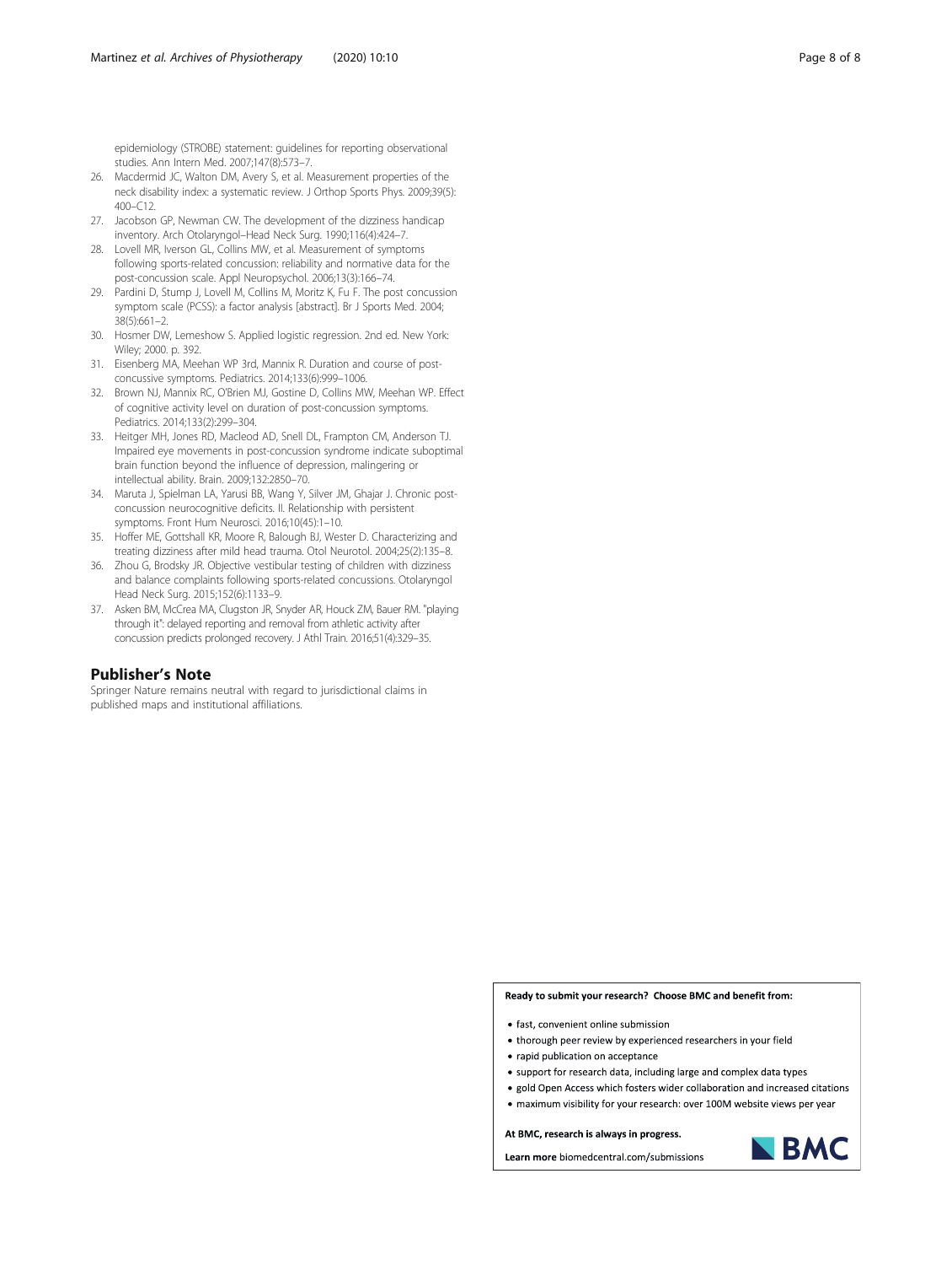epidemiology (STROBE) statement: guidelines for reporting observational studies. Ann Intern Med. 2007;147(8):573–7.

26. Macdermid JC, Walton DM, Avery S, et al. Measurement properties of the neck disability index: a systematic review. J Orthop Sports Phys. 2009;39(5): 400–C12.
27. Jacobson GP, Newman CW. The development of the dizziness handicap inventory. Arch Otolaryngol–Head Neck Surg. 1990;116(4):424–7.
28. Lovell MR, Iverson GL, Collins MW, et al. Measurement of symptoms following sports-related concussion: reliability and normative data for the post-concussion scale. Appl Neuropsychol. 2006;13(3):166–74.
29. Pardini D, Stump J, Lovell M, Collins M, Moritz K, Fu F. The post concussion symptom scale (PCSS): a factor analysis [abstract]. Br J Sports Med. 2004; 38(5):661–2.
30. Hosmer DW, Lemeshow S. Applied logistic regression. 2nd ed. New York: Wiley; 2000. p. 392.
31. Eisenberg MA, Meehan WP 3rd, Mannix R. Duration and course of post-concussive symptoms. Pediatrics. 2014;133(6):999–1006.
32. Brown NJ, Mannix RC, O'Brien MJ, Gostine D, Collins MW, Meehan WP. Effect of cognitive activity level on duration of post-concussion symptoms. Pediatrics. 2014;133(2):299–304.
33. Heitger MH, Jones RD, Macleod AD, Snell DL, Frampton CM, Anderson TJ. Impaired eye movements in post-concussion syndrome indicate suboptimal brain function beyond the influence of depression, malingering or intellectual ability. Brain. 2009;132:2850–70.
34. Maruta J, Spielman LA, Yarusi BB, Wang Y, Silver JM, Ghajar J. Chronic post-concussion neurocognitive deficits. II. Relationship with persistent symptoms. Front Hum Neurosci. 2016;10(45):1–10.
35. Hoffer ME, Gottshall KR, Moore R, Balough BJ, Wester D. Characterizing and treating dizziness after mild head trauma. Otol Neurotol. 2004;25(2):135–8.
36. Zhou G, Brodsky JR. Objective vestibular testing of children with dizziness and balance complaints following sports-related concussions. Otolaryngol Head Neck Surg. 2015;152(6):1133–9.
37. Asken BM, McCrea MA, Clugston JR, Snyder AR, Houck ZM, Bauer RM. "playing through it": delayed reporting and removal from athletic activity after concussion predicts prolonged recovery. J Athl Train. 2016;51(4):329–35.

## Publisher's Note

Springer Nature remains neutral with regard to jurisdictional claims in published maps and institutional affiliations.

**Ready to submit your research? Choose BMC and benefit from:**

- fast, convenient online submission
- thorough peer review by experienced researchers in your field
- rapid publication on acceptance
- support for research data, including large and complex data types
- gold Open Access which fosters wider collaboration and increased citations
- maximum visibility for your research: over 100M website views per year

**At BMC, research is always in progress.**

**Learn more** biomedcentral.com/submissions

BMC